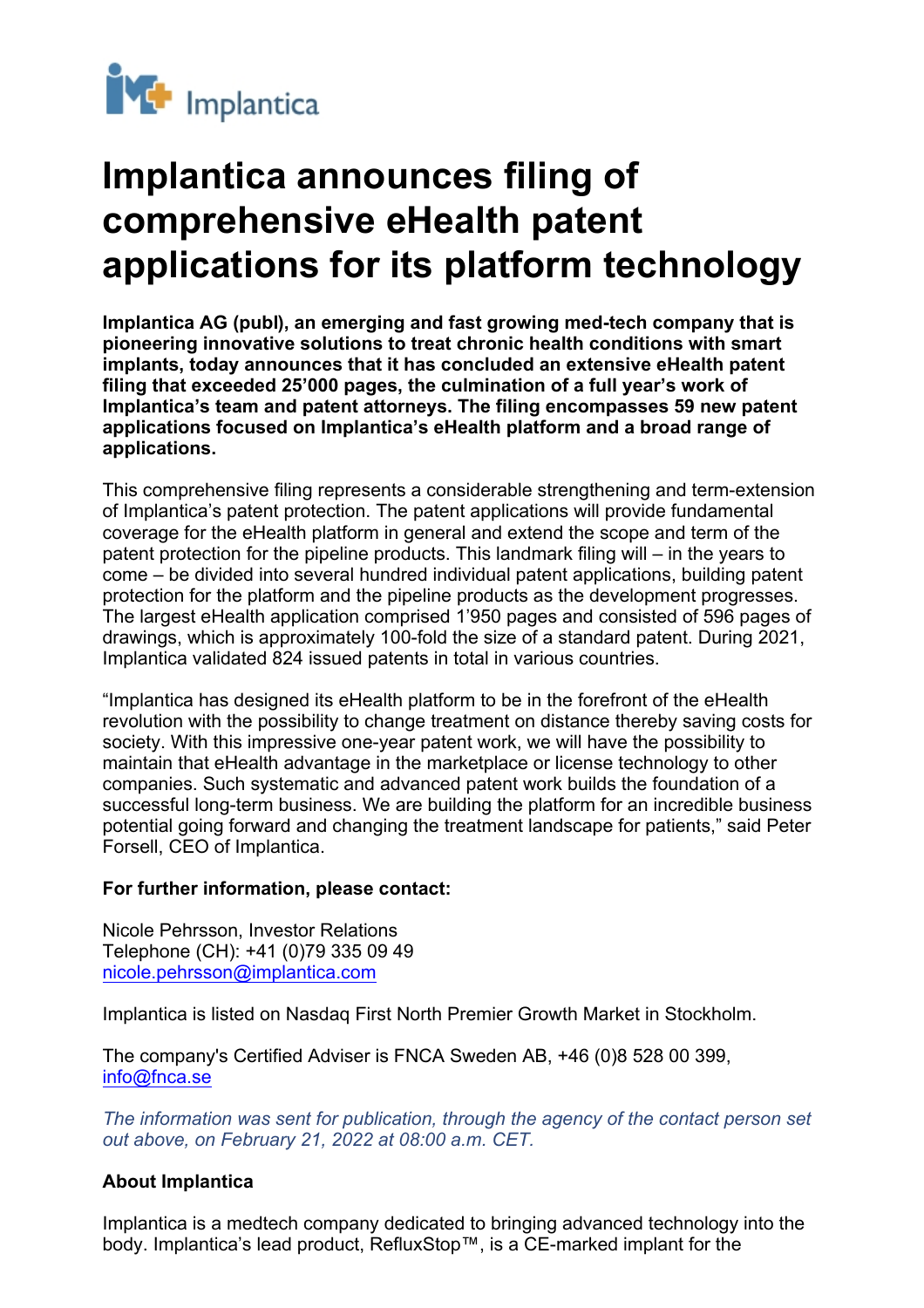# Implantica announces filing of comprehensive eHealth patent applications for its platform technology

**Implantica AG (publ), an emerging and fast growing med-tech company that is pioneering innovative solutions to treat chronic health conditions with smart implants, today announces that it has concluded an extensive eHealth patent filing that exceeded 25'000 pages, the culmination of a full year's work of Implantica's team and patent attorneys. The filing encompasses 59 new patent applications focused on Implantica's eHealth platform and a broad range of applications.**

This comprehensive filing represents a considerable strengthening and term-extension of Implantica's patent protection. The patent applications will provide fundamental coverage for the eHealth platform in general and extend the scope and term of the patent protection for the pipeline products. This landmark filing will – in the years to come – be divided into several hundred individual patent applications, building patent protection for the platform and the pipeline products as the development progresses. The largest eHealth application comprised 1'950 pages and consisted of 596 pages of drawings, which is approximately 100-fold the size of a standard patent. During 2021, Implantica validated 824 issued patents in total in various countries.

"Implantica has designed its eHealth platform to be in the forefront of the eHealth revolution with the possibility to change treatment on distance thereby saving costs for society. With this impressive one-year patent work, we will have the possibility to maintain that eHealth advantage in the marketplace or license technology to other companies. Such systematic and advanced patent work builds the foundation of a successful long-term business. We are building the platform for an incredible business potential going forward and changing the treatment landscape for patients," said Peter Forsell, CEO of Implantica.

**For further information, please contact:**

Nicole Pehrsson, Investor Relations
Telephone (CH): +41 (0)79 335 09 49
nicole.pehrsson@implantica.com

Implantica is listed on Nasdaq First North Premier Growth Market in Stockholm.

The company's Certified Adviser is FNCA Sweden AB, +46 (0)8 528 00 399, info@fnca.se

*The information was sent for publication, through the agency of the contact person set out above, on February 21, 2022 at 08:00 a.m. CET.*

**About Implantica**

Implantica is a medtech company dedicated to bringing advanced technology into the body. Implantica's lead product, RefluxStop™, is a CE-marked implant for the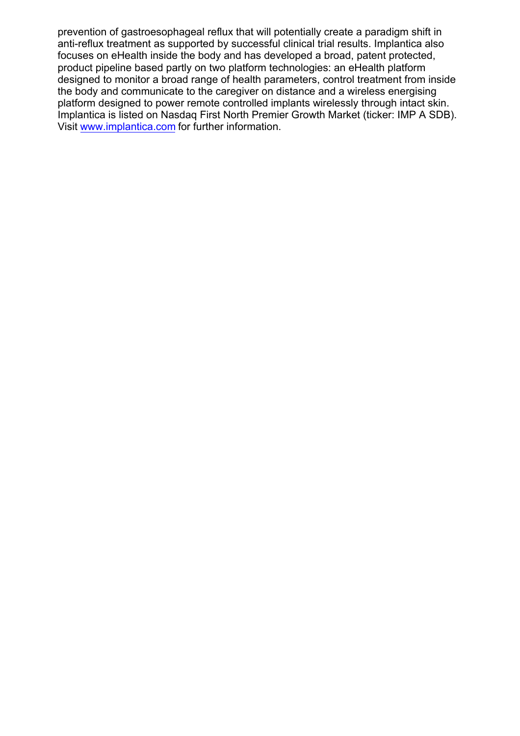prevention of gastroesophageal reflux that will potentially create a paradigm shift in anti-reflux treatment as supported by successful clinical trial results. Implantica also focuses on eHealth inside the body and has developed a broad, patent protected, product pipeline based partly on two platform technologies: an eHealth platform designed to monitor a broad range of health parameters, control treatment from inside the body and communicate to the caregiver on distance and a wireless energising platform designed to power remote controlled implants wirelessly through intact skin. Implantica is listed on Nasdaq First North Premier Growth Market (ticker: IMP A SDB). Visit [www.implantica.com](http://www.implantica.com) for further information.